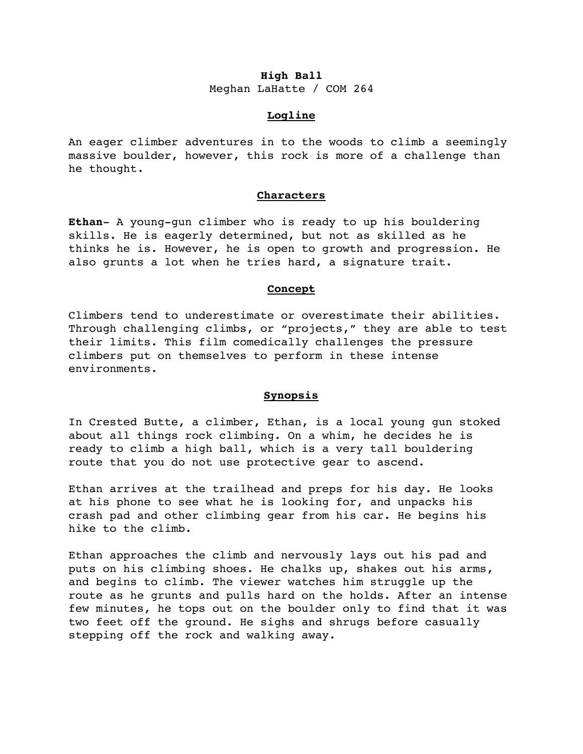# High Ball

Meghan LaHatte / COM 264

## Logline

An eager climber adventures in to the woods to climb a seemingly massive boulder, however, this rock is more of a challenge than he thought.

## Characters

**Ethan-** A young-gun climber who is ready to up his bouldering skills. He is eagerly determined, but not as skilled as he thinks he is. However, he is open to growth and progression. He also grunts a lot when he tries hard, a signature trait.

## Concept

Climbers tend to underestimate or overestimate their abilities. Through challenging climbs, or "projects," they are able to test their limits. This film comedically challenges the pressure climbers put on themselves to perform in these intense environments.

## Synopsis

In Crested Butte, a climber, Ethan, is a local young gun stoked about all things rock climbing. On a whim, he decides he is ready to climb a high ball, which is a very tall bouldering route that you do not use protective gear to ascend.

Ethan arrives at the trailhead and preps for his day. He looks at his phone to see what he is looking for, and unpacks his crash pad and other climbing gear from his car. He begins his hike to the climb.

Ethan approaches the climb and nervously lays out his pad and puts on his climbing shoes. He chalks up, shakes out his arms, and begins to climb. The viewer watches him struggle up the route as he grunts and pulls hard on the holds. After an intense few minutes, he tops out on the boulder only to find that it was two feet off the ground. He sighs and shrugs before casually stepping off the rock and walking away.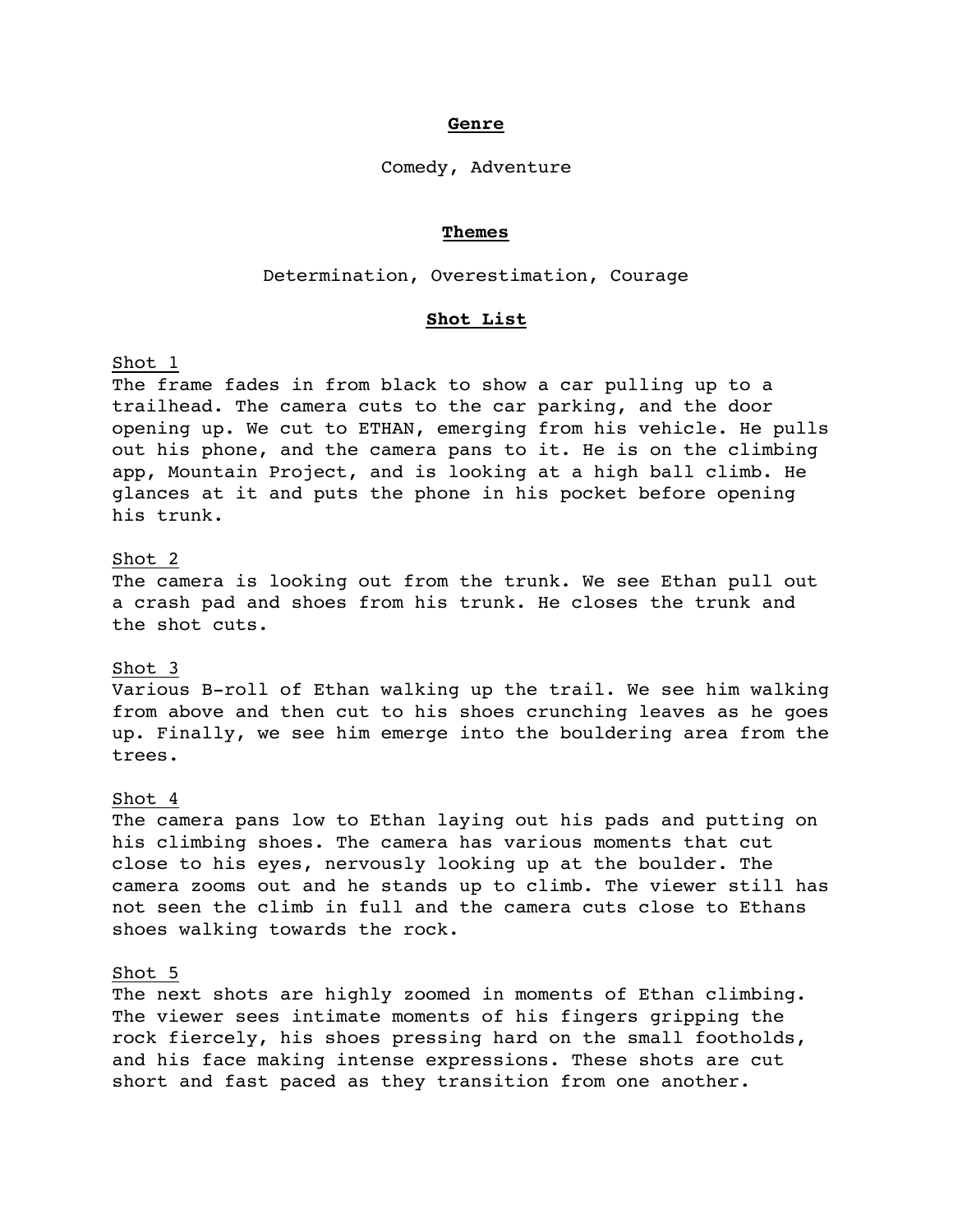**Genre**

Comedy, Adventure

**Themes**

Determination, Overestimation, Courage

**Shot List**

Shot 1

The frame fades in from black to show a car pulling up to a trailhead. The camera cuts to the car parking, and the door opening up. We cut to ETHAN, emerging from his vehicle. He pulls out his phone, and the camera pans to it. He is on the climbing app, Mountain Project, and is looking at a high ball climb. He glances at it and puts the phone in his pocket before opening his trunk.

Shot 2

The camera is looking out from the trunk. We see Ethan pull out a crash pad and shoes from his trunk. He closes the trunk and the shot cuts.

Shot 3

Various B-roll of Ethan walking up the trail. We see him walking from above and then cut to his shoes crunching leaves as he goes up. Finally, we see him emerge into the bouldering area from the trees.

Shot 4

The camera pans low to Ethan laying out his pads and putting on his climbing shoes. The camera has various moments that cut close to his eyes, nervously looking up at the boulder. The camera zooms out and he stands up to climb. The viewer still has not seen the climb in full and the camera cuts close to Ethans shoes walking towards the rock.

Shot 5

The next shots are highly zoomed in moments of Ethan climbing. The viewer sees intimate moments of his fingers gripping the rock fiercely, his shoes pressing hard on the small footholds, and his face making intense expressions. These shots are cut short and fast paced as they transition from one another.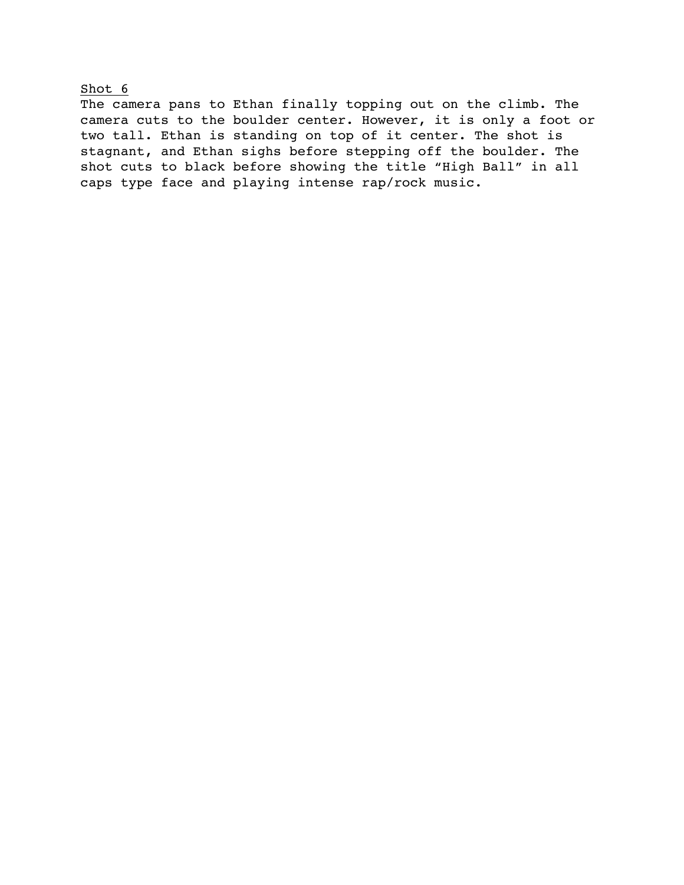<u>Shot 6</u>

The camera pans to Ethan finally topping out on the climb. The camera cuts to the boulder center. However, it is only a foot or two tall. Ethan is standing on top of it center. The shot is stagnant, and Ethan sighs before stepping off the boulder. The shot cuts to black before showing the title “High Ball” in all caps type face and playing intense rap/rock music.